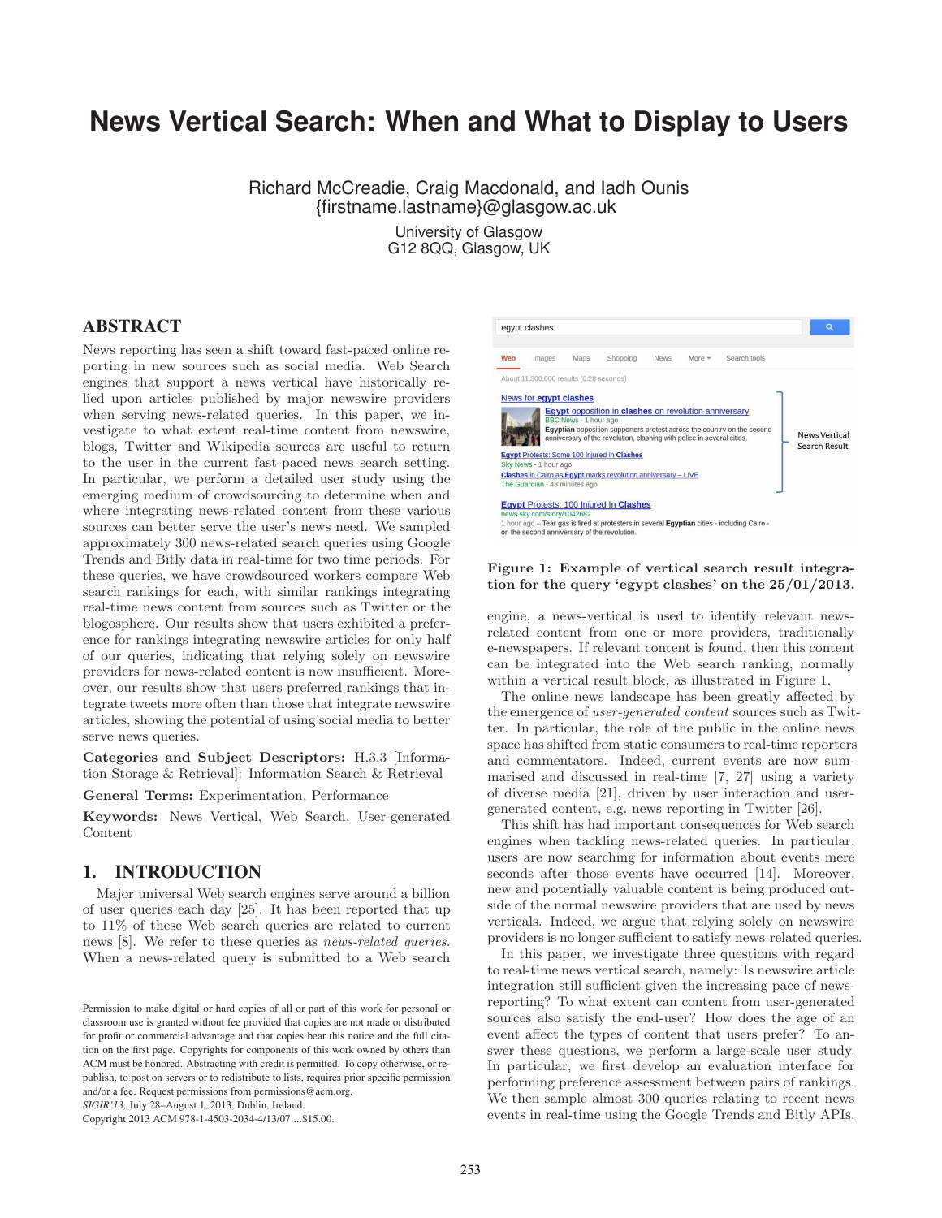# News Vertical Search: When and What to Display to Users

Richard McCreadie, Craig Macdonald, and Iadh Ounis
{firstname.lastname}@glasgow.ac.uk

University of Glasgow
G12 8QQ, Glasgow, UK

## ABSTRACT

News reporting has seen a shift toward fast-paced online reporting in new sources such as social media. Web Search engines that support a news vertical have historically relied upon articles published by major newswire providers when serving news-related queries. In this paper, we investigate to what extent real-time content from newswire, blogs, Twitter and Wikipedia sources are useful to return to the user in the current fast-paced news search setting. In particular, we perform a detailed user study using the emerging medium of crowdsourcing to determine when and where integrating news-related content from these various sources can better serve the user's news need. We sampled approximately 300 news-related search queries using Google Trends and Bitly data in real-time for two time periods. For these queries, we have crowdsourced workers compare Web search rankings for each, with similar rankings integrating real-time news content from sources such as Twitter or the blogosphere. Our results show that users exhibited a preference for rankings integrating newswire articles for only half of our queries, indicating that relying solely on newswire providers for news-related content is now insufficient. Moreover, our results show that users preferred rankings that integrate tweets more often than those that integrate newswire articles, showing the potential of using social media to better serve news queries.

**Categories and Subject Descriptors:** H.3.3 [Information Storage & Retrieval]: Information Search & Retrieval

**General Terms:** Experimentation, Performance

**Keywords:** News Vertical, Web Search, User-generated Content

## 1. INTRODUCTION

Major universal Web search engines serve around a billion of user queries each day [25]. It has been reported that up to 11% of these Web search queries are related to current news [8]. We refer to these queries as *news-related queries*. When a news-related query is submitted to a Web search engine, a news-vertical is used to identify relevant news-related content from one or more providers, traditionally e-newspapers. If relevant content is found, then this content can be integrated into the Web search ranking, normally within a vertical result block, as illustrated in Figure 1.

**Figure 1: Example of vertical search result integration for the query 'egypt clashes' on the 25/01/2013.**

The online news landscape has been greatly affected by the emergence of *user-generated content* sources such as Twitter. In particular, the role of the public in the online news space has shifted from static consumers to real-time reporters and commentators. Indeed, current events are now summarised and discussed in real-time [7, 27] using a variety of diverse media [21], driven by user interaction and user-generated content, e.g. news reporting in Twitter [26].

This shift has had important consequences for Web search engines when tackling news-related queries. In particular, users are now searching for information about events mere seconds after those events have occurred [14]. Moreover, new and potentially valuable content is being produced outside of the normal newswire providers that are used by news verticals. Indeed, we argue that relying solely on newswire providers is no longer sufficient to satisfy news-related queries.

In this paper, we investigate three questions with regard to real-time news vertical search, namely: Is newswire article integration still sufficient given the increasing pace of news-reporting? To what extent can content from user-generated sources also satisfy the end-user? How does the age of an event affect the types of content that users prefer? To answer these questions, we perform a large-scale user study. In particular, we first develop an evaluation interface for performing preference assessment between pairs of rankings. We then sample almost 300 queries relating to recent news events in real-time using the Google Trends and Bitly APIs.

Permission to make digital or hard copies of all or part of this work for personal or classroom use is granted without fee provided that copies are not made or distributed for profit or commercial advantage and that copies bear this notice and the full citation on the first page. Copyrights for components of this work owned by others than ACM must be honored. Abstracting with credit is permitted. To copy otherwise, or republish, to post on servers or to redistribute to lists, requires prior specific permission and/or a fee. Request permissions from permissions@acm.org.
*SIGIR'13*, July 28–August 1, 2013, Dublin, Ireland.
Copyright 2013 ACM 978-1-4503-2034-4/13/07 ...$15.00.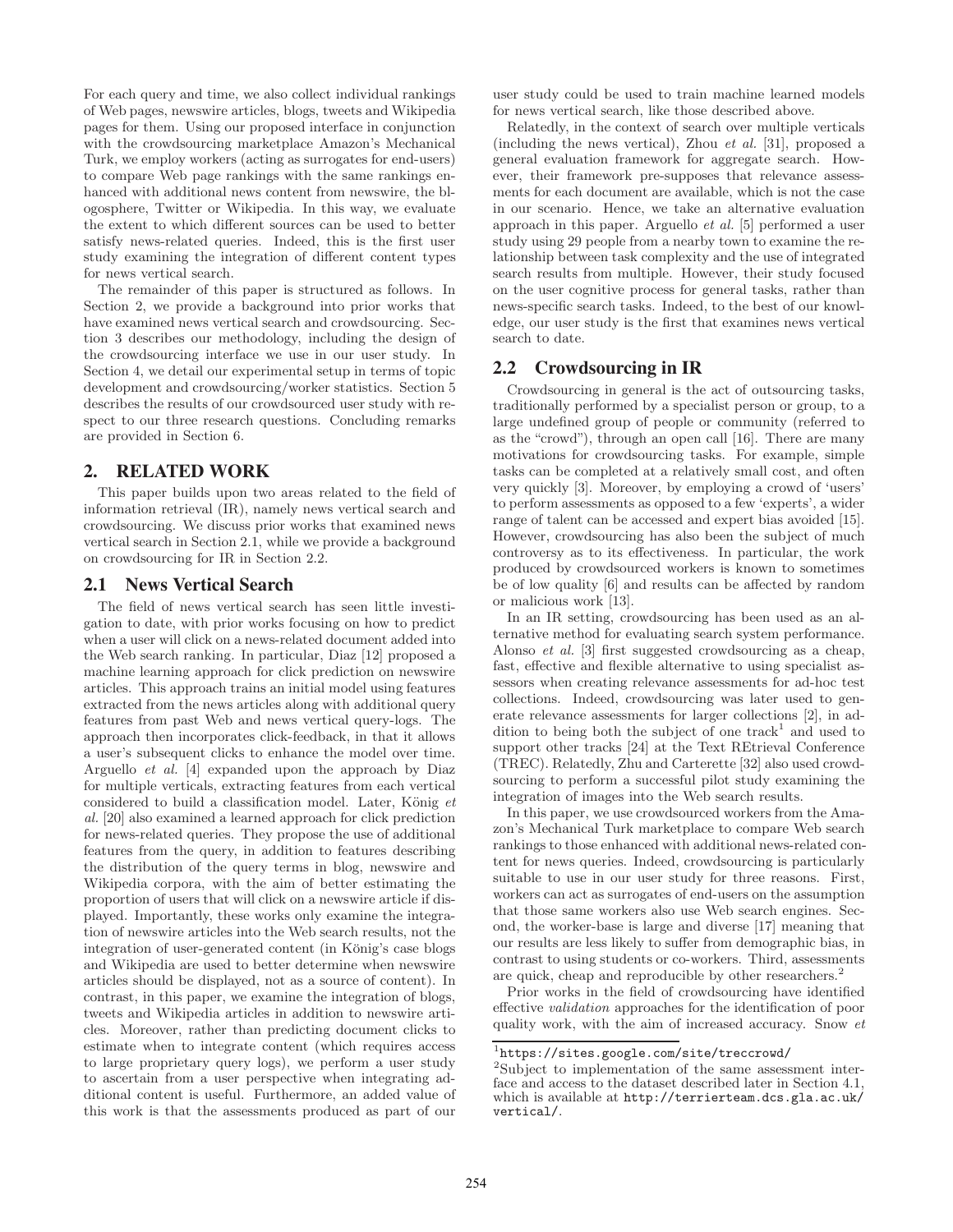For each query and time, we also collect individual rankings of Web pages, newswire articles, blogs, tweets and Wikipedia pages for them. Using our proposed interface in conjunction with the crowdsourcing marketplace Amazon's Mechanical Turk, we employ workers (acting as surrogates for end-users) to compare Web page rankings with the same rankings enhanced with additional news content from newswire, the blogosphere, Twitter or Wikipedia. In this way, we evaluate the extent to which different sources can be used to better satisfy news-related queries. Indeed, this is the first user study examining the integration of different content types for news vertical search.

The remainder of this paper is structured as follows. In Section 2, we provide a background into prior works that have examined news vertical search and crowdsourcing. Section 3 describes our methodology, including the design of the crowdsourcing interface we use in our user study. In Section 4, we detail our experimental setup in terms of topic development and crowdsourcing/worker statistics. Section 5 describes the results of our crowdsourced user study with respect to our three research questions. Concluding remarks are provided in Section 6.

## 2. RELATED WORK

This paper builds upon two areas related to the field of information retrieval (IR), namely news vertical search and crowdsourcing. We discuss prior works that examined news vertical search in Section 2.1, while we provide a background on crowdsourcing for IR in Section 2.2.

### 2.1 News Vertical Search

The field of news vertical search has seen little investigation to date, with prior works focusing on how to predict when a user will click on a news-related document added into the Web search ranking. In particular, Diaz [12] proposed a machine learning approach for click prediction on newswire articles. This approach trains an initial model using features extracted from the news articles along with additional query features from past Web and news vertical query-logs. The approach then incorporates click-feedback, in that it allows a user's subsequent clicks to enhance the model over time. Arguello *et al.* [4] expanded upon the approach by Diaz for multiple verticals, extracting features from each vertical considered to build a classification model. Later, König *et al.* [20] also examined a learned approach for click prediction for news-related queries. They propose the use of additional features from the query, in addition to features describing the distribution of the query terms in blog, newswire and Wikipedia corpora, with the aim of better estimating the proportion of users that will click on a newswire article if displayed. Importantly, these works only examine the integration of newswire articles into the Web search results, not the integration of user-generated content (in König's case blogs and Wikipedia are used to better determine when newswire articles should be displayed, not as a source of content). In contrast, in this paper, we examine the integration of blogs, tweets and Wikipedia articles in addition to newswire articles. Moreover, rather than predicting document clicks to estimate when to integrate content (which requires access to large proprietary query logs), we perform a user study to ascertain from a user perspective when integrating additional content is useful. Furthermore, an added value of this work is that the assessments produced as part of our user study could be used to train machine learned models for news vertical search, like those described above.

Relatedly, in the context of search over multiple verticals (including the news vertical), Zhou *et al.* [31], proposed a general evaluation framework for aggregate search. However, their framework pre-supposes that relevance assessments for each document are available, which is not the case in our scenario. Hence, we take an alternative evaluation approach in this paper. Arguello *et al.* [5] performed a user study using 29 people from a nearby town to examine the relationship between task complexity and the use of integrated search results from multiple. However, their study focused on the user cognitive process for general tasks, rather than news-specific search tasks. Indeed, to the best of our knowledge, our user study is the first that examines news vertical search to date.

### 2.2 Crowdsourcing in IR

Crowdsourcing in general is the act of outsourcing tasks, traditionally performed by a specialist person or group, to a large undefined group of people or community (referred to as the "crowd"), through an open call [16]. There are many motivations for crowdsourcing tasks. For example, simple tasks can be completed at a relatively small cost, and often very quickly [3]. Moreover, by employing a crowd of 'users' to perform assessments as opposed to a few 'experts', a wider range of talent can be accessed and expert bias avoided [15]. However, crowdsourcing has also been the subject of much controversy as to its effectiveness. In particular, the work produced by crowdsourced workers is known to sometimes be of low quality [6] and results can be affected by random or malicious work [13].

In an IR setting, crowdsourcing has been used as an alternative method for evaluating search system performance. Alonso *et al.* [3] first suggested crowdsourcing as a cheap, fast, effective and flexible alternative to using specialist assessors when creating relevance assessments for ad-hoc test collections. Indeed, crowdsourcing was later used to generate relevance assessments for larger collections [2], in addition to being both the subject of one track[1] and used to support other tracks [24] at the Text REtrieval Conference (TREC). Relatedly, Zhu and Carterette [32] also used crowdsourcing to perform a successful pilot study examining the integration of images into the Web search results.

In this paper, we use crowdsourced workers from the Amazon's Mechanical Turk marketplace to compare Web search rankings to those enhanced with additional news-related content for news queries. Indeed, crowdsourcing is particularly suitable to use in our user study for three reasons. First, workers can act as surrogates of end-users on the assumption that those same workers also use Web search engines. Second, the worker-base is large and diverse [17] meaning that our results are less likely to suffer from demographic bias, in contrast to using students or co-workers. Third, assessments are quick, cheap and reproducible by other researchers.[2]

Prior works in the field of crowdsourcing have identified effective *validation* approaches for the identification of poor quality work, with the aim of increased accuracy. Snow *et*

[1] https://sites.google.com/site/treccrowd/

[2] Subject to implementation of the same assessment interface and access to the dataset described later in Section 4.1, which is available at http://terrierteam.dcs.gla.ac.uk/vertical/.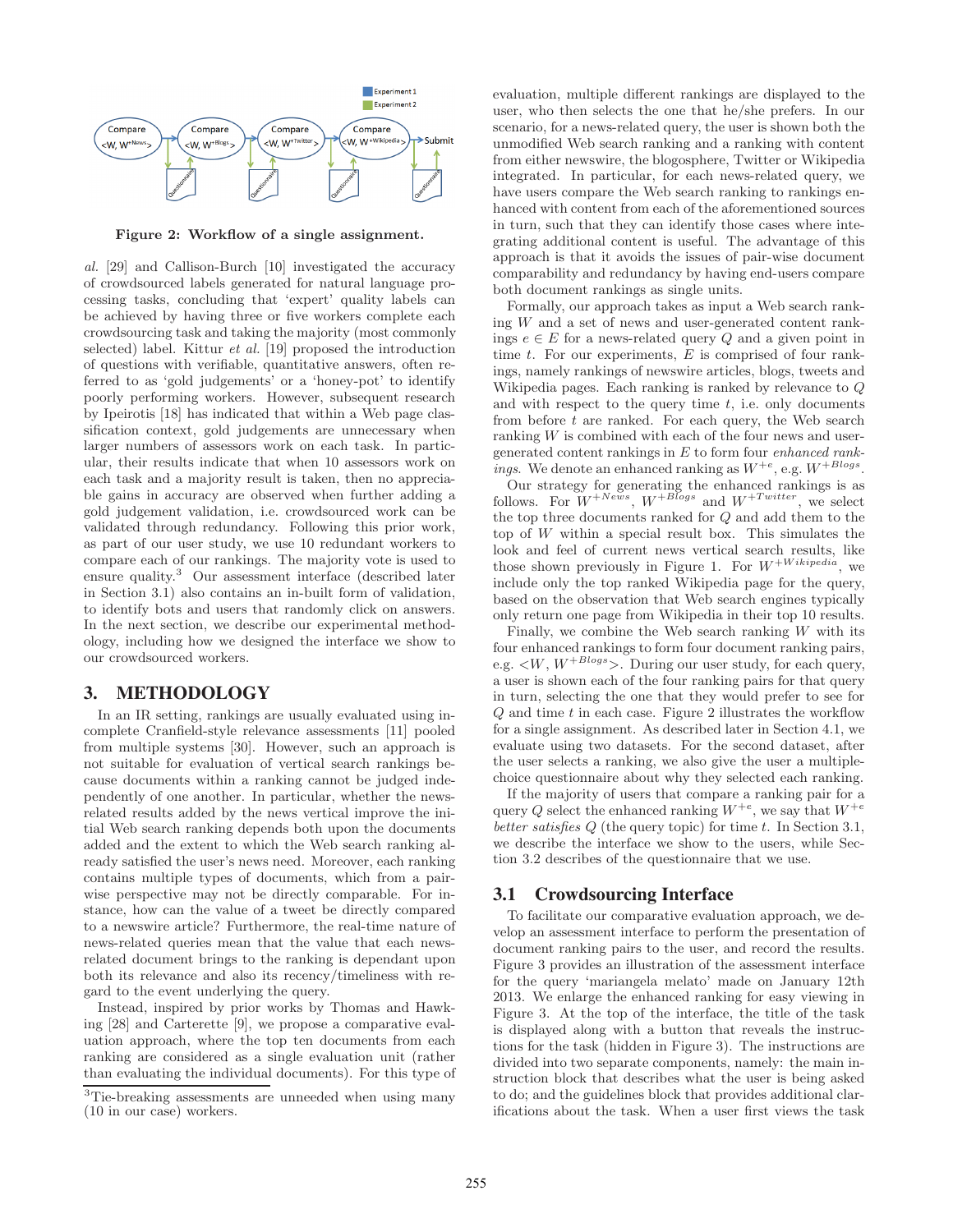Experiment 1

Experiment 2

Compare <W, W^{+News}>

Compare <W, W^{+Blogs}>

Compare <W, W^{+Twitter}>

Compare <W, W^{+Wikipedia}>

Submit

Questionnaire

Questionnaire

Questionnaire

Questionnaire

**Figure 2: Workflow of a single assignment.**

*al.* [29] and Callison-Burch [10] investigated the accuracy of crowdsourced labels generated for natural language processing tasks, concluding that 'expert' quality labels can be achieved by having three or five workers complete each crowdsourcing task and taking the majority (most commonly selected) label. Kittur *et al.* [19] proposed the introduction of questions with verifiable, quantitative answers, often referred to as 'gold judgements' or a 'honey-pot' to identify poorly performing workers. However, subsequent research by Ipeirotis [18] has indicated that within a Web page classification context, gold judgements are unnecessary when larger numbers of assessors work on each task. In particular, their results indicate that when 10 assessors work on each task and a majority result is taken, then no appreciable gains in accuracy are observed when further adding a gold judgement validation, i.e. crowdsourced work can be validated through redundancy. Following this prior work, as part of our user study, we use 10 redundant workers to compare each of our rankings. The majority vote is used to ensure quality.[3] Our assessment interface (described later in Section 3.1) also contains an in-built form of validation, to identify bots and users that randomly click on answers. In the next section, we describe our experimental methodology, including how we designed the interface we show to our crowdsourced workers.

## 3. METHODOLOGY

In an IR setting, rankings are usually evaluated using incomplete Cranfield-style relevance assessments [11] pooled from multiple systems [30]. However, such an approach is not suitable for evaluation of vertical search rankings because documents within a ranking cannot be judged independently of one another. In particular, whether the news-related results added by the news vertical improve the initial Web search ranking depends both upon the documents added and the extent to which the Web search ranking already satisfied the user's news need. Moreover, each ranking contains multiple types of documents, which from a pair-wise perspective may not be directly comparable. For instance, how can the value of a tweet be directly compared to a newswire article? Furthermore, the real-time nature of news-related queries mean that the value that each news-related document brings to the ranking is dependant upon both its relevance and also its recency/timeliness with regard to the event underlying the query.

Instead, inspired by prior works by Thomas and Hawking [28] and Carterette [9], we propose a comparative evaluation approach, where the top ten documents from each ranking are considered as a single evaluation unit (rather than evaluating the individual documents). For this type of evaluation, multiple different rankings are displayed to the user, who then selects the one that he/she prefers. In our scenario, for a news-related query, the user is shown both the unmodified Web search ranking and a ranking with content from either newswire, the blogosphere, Twitter or Wikipedia integrated. In particular, for each news-related query, we have users compare the Web search ranking to rankings enhanced with content from each of the aforementioned sources in turn, such that they can identify those cases where integrating additional content is useful. The advantage of this approach is that it avoids the issues of pair-wise document comparability and redundancy by having end-users compare both document rankings as single units.

Formally, our approach takes as input a Web search ranking $W$ and a set of news and user-generated content rankings $e \in E$ for a news-related query $Q$ and a given point in time $t$. For our experiments, $E$ is comprised of four rankings, namely rankings of newswire articles, blogs, tweets and Wikipedia pages. Each ranking is ranked by relevance to $Q$ and with respect to the query time $t$, i.e. only documents from before $t$ are ranked. For each query, the Web search ranking $W$ is combined with each of the four news and user-generated content rankings in $E$ to form four *enhanced rankings*. We denote an enhanced ranking as $W^{+e}$, e.g. $W^{+Blogs}$.

Our strategy for generating the enhanced rankings is as follows. For $W^{+News}$, $W^{+Blogs}$ and $W^{+Twitter}$, we select the top three documents ranked for $Q$ and add them to the top of $W$ within a special result box. This simulates the look and feel of current news vertical search results, like those shown previously in Figure 1. For $W^{+Wikipedia}$, we include only the top ranked Wikipedia page for the query, based on the observation that Web search engines typically only return one page from Wikipedia in their top 10 results.

Finally, we combine the Web search ranking $W$ with its four enhanced rankings to form four document ranking pairs, e.g. $<W, W^{+Blogs}>$. During our user study, for each query, a user is shown each of the four ranking pairs for that query in turn, selecting the one that they would prefer to see for $Q$ and time $t$ in each case. Figure 2 illustrates the workflow for a single assignment. As described later in Section 4.1, we evaluate using two datasets. For the second dataset, after the user selects a ranking, we also give the user a multiple-choice questionnaire about why they selected each ranking.

If the majority of users that compare a ranking pair for a query $Q$ select the enhanced ranking $W^{+e}$, we say that $W^{+e}$ *better satisfies* $Q$ (the query topic) for time $t$. In Section 3.1, we describe the interface we show to the users, while Section 3.2 describes of the questionnaire that we use.

### 3.1 Crowdsourcing Interface

To facilitate our comparative evaluation approach, we develop an assessment interface to perform the presentation of document ranking pairs to the user, and record the results. Figure 3 provides an illustration of the assessment interface for the query 'mariangela melato' made on January 12th 2013. We enlarge the enhanced ranking for easy viewing in Figure 3. At the top of the interface, the title of the task is displayed along with a button that reveals the instructions for the task (hidden in Figure 3). The instructions are divided into two separate components, namely: the main instruction block that describes what the user is being asked to do; and the guidelines block that provides additional clarifications about the task. When a user first views the task

[3] Tie-breaking assessments are unneeded when using many (10 in our case) workers.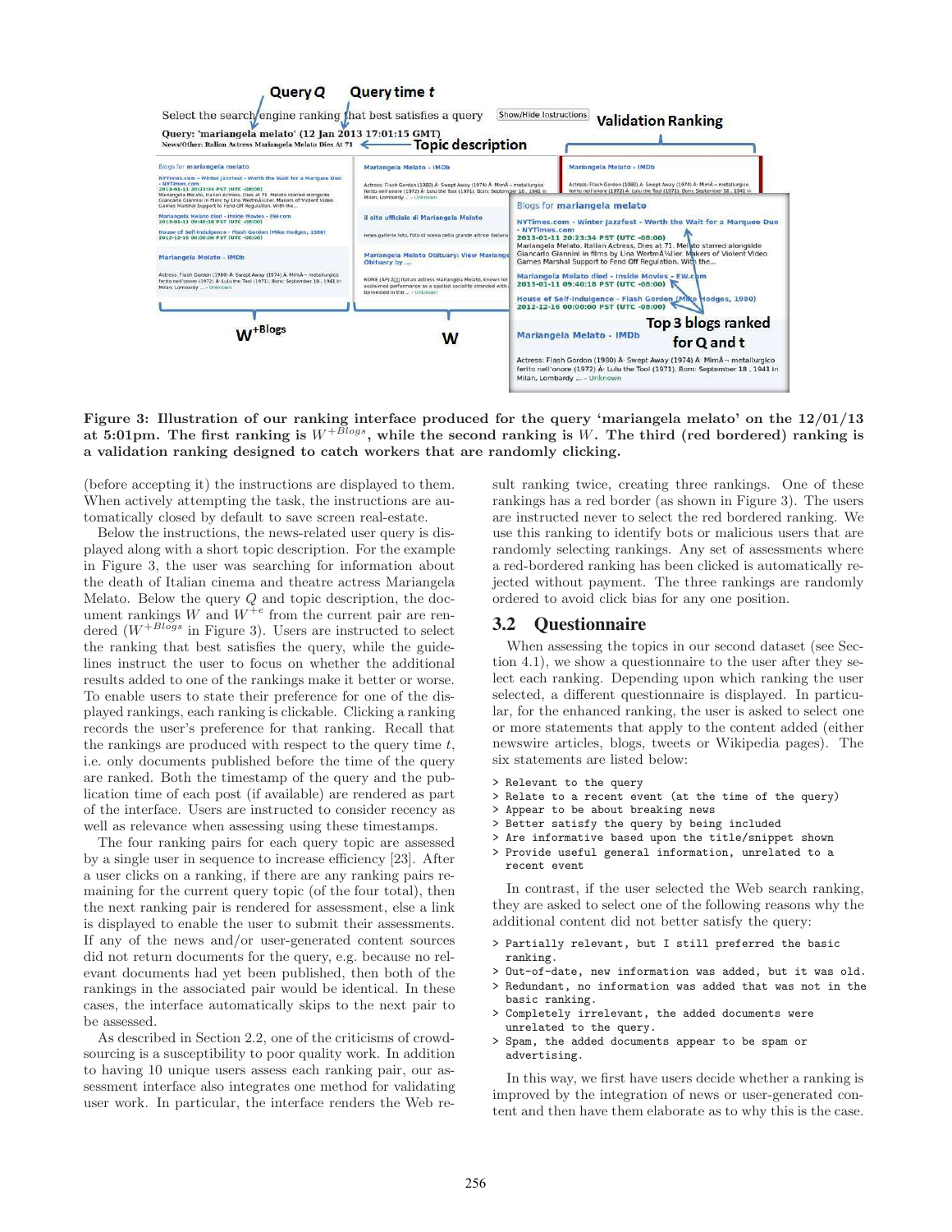Figure 3: Illustration of our ranking interface produced for the query 'mariangela melato' on the 12/01/13 at 5:01pm. The first ranking is $W^{+Blogs}$, while the second ranking is $W$. The third (red bordered) ranking is a validation ranking designed to catch workers that are randomly clicking.

(before accepting it) the instructions are displayed to them. When actively attempting the task, the instructions are automatically closed by default to save screen real-estate.

Below the instructions, the news-related user query is displayed along with a short topic description. For the example in Figure 3, the user was searching for information about the death of Italian cinema and theatre actress Mariangela Melato. Below the query $Q$ and topic description, the document rankings $W$ and $W^{+e}$ from the current pair are rendered ($W^{+Blogs}$ in Figure 3). Users are instructed to select the ranking that best satisfies the query, while the guidelines instruct the user to focus on whether the additional results added to one of the rankings make it better or worse. To enable users to state their preference for one of the displayed rankings, each ranking is clickable. Clicking a ranking records the user's preference for that ranking. Recall that the rankings are produced with respect to the query time $t$, i.e. only documents published before the time of the query are ranked. Both the timestamp of the query and the publication time of each post (if available) are rendered as part of the interface. Users are instructed to consider recency as well as relevance when assessing using these timestamps.

The four ranking pairs for each query topic are assessed by a single user in sequence to increase efficiency [23]. After a user clicks on a ranking, if there are any ranking pairs remaining for the current query topic (of the four total), then the next ranking pair is rendered for assessment, else a link is displayed to enable the user to submit their assessments. If any of the news and/or user-generated content sources did not return documents for the query, e.g. because no relevant documents had yet been published, then both of the rankings in the associated pair would be identical. In these cases, the interface automatically skips to the next pair to be assessed.

As described in Section 2.2, one of the criticisms of crowdsourcing is a susceptibility to poor quality work. In addition to having 10 unique users assess each ranking pair, our assessment interface also integrates one method for validating user work. In particular, the interface renders the Web result ranking twice, creating three rankings. One of these rankings has a red border (as shown in Figure 3). The users are instructed never to select the red bordered ranking. We use this ranking to identify bots or malicious users that are randomly selecting rankings. Any set of assessments where a red-bordered ranking has been clicked is automatically rejected without payment. The three rankings are randomly ordered to avoid click bias for any one position.

## 3.2 Questionnaire

When assessing the topics in our second dataset (see Section 4.1), we show a questionnaire to the user after they select each ranking. Depending upon which ranking the user selected, a different questionnaire is displayed. In particular, for the enhanced ranking, the user is asked to select one or more statements that apply to the content added (either newswire articles, blogs, tweets or Wikipedia pages). The six statements are listed below:

```
> Relevant to the query
> Relate to a recent event (at the time of the query)
> Appear to be about breaking news
> Better satisfy the query by being included
> Are informative based upon the title/snippet shown
> Provide useful general information, unrelated to a
  recent event
```

In contrast, if the user selected the Web search ranking, they are asked to select one of the following reasons why the additional content did not better satisfy the query:

```
> Partially relevant, but I still preferred the basic
  ranking.
> Out-of-date, new information was added, but it was old.
> Redundant, no information was added that was not in the
  basic ranking.
> Completely irrelevant, the added documents were
  unrelated to the query.
> Spam, the added documents appear to be spam or
  advertising.
```

In this way, we first have users decide whether a ranking is improved by the integration of news or user-generated content and then have them elaborate as to why this is the case.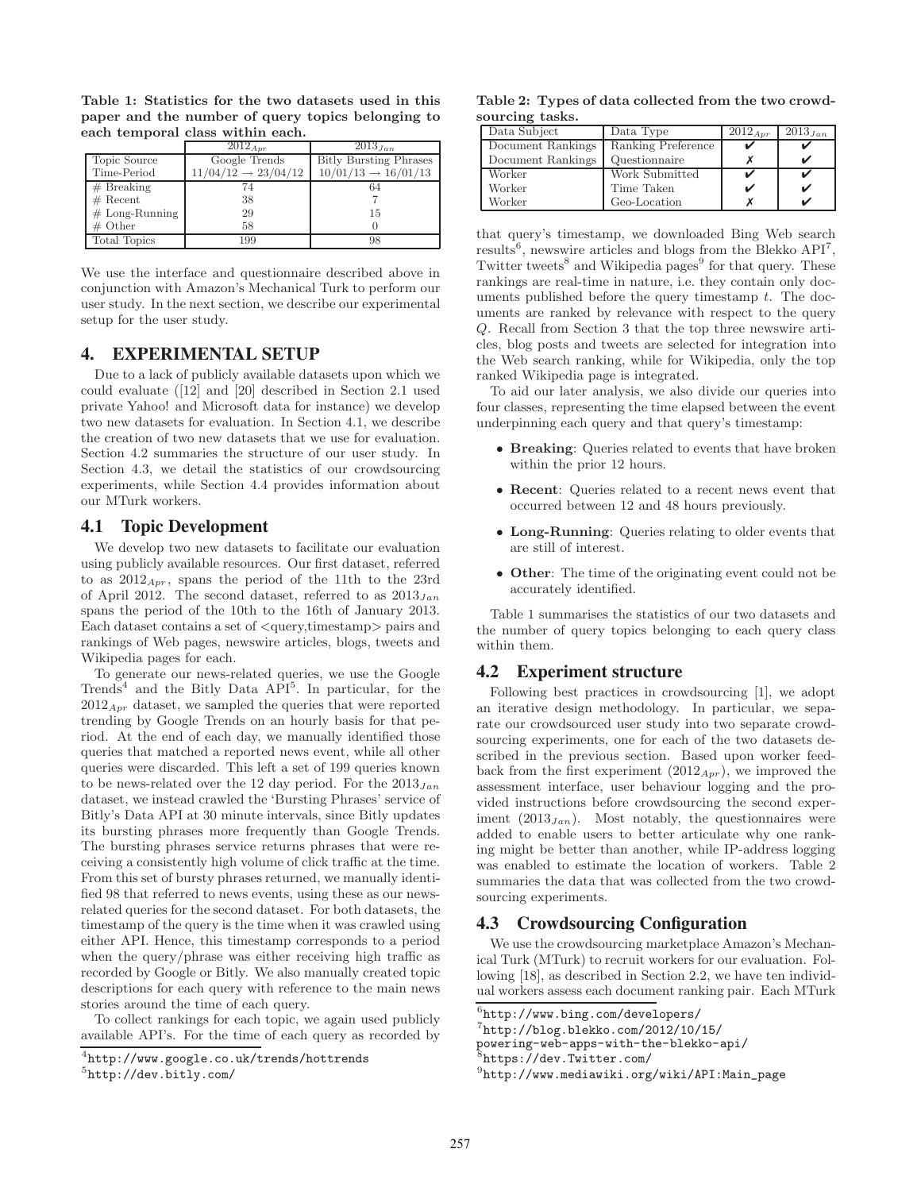**Table 1: Statistics for the two datasets used in this paper and the number of query topics belonging to each temporal class within each.**

| | $2012_{Apr}$ | $2013_{Jan}$ |
|---|---|---|
| Topic Source | Google Trends | Bitly Bursting Phrases |
| Time-Period | $11/04/12 \rightarrow 23/04/12$ | $10/01/13 \rightarrow 16/01/13$ |
| # Breaking | 74 | 64 |
| # Recent | 38 | 7 |
| # Long-Running | 29 | 15 |
| # Other | 58 | 0 |
| Total Topics | 199 | 98 |

We use the interface and questionnaire described above in conjunction with Amazon's Mechanical Turk to perform our user study. In the next section, we describe our experimental setup for the user study.

## 4. EXPERIMENTAL SETUP

Due to a lack of publicly available datasets upon which we could evaluate ([12] and [20] described in Section 2.1 used private Yahoo! and Microsoft data for instance) we develop two new datasets for evaluation. In Section 4.1, we describe the creation of two new datasets that we use for evaluation. Section 4.2 summaries the structure of our user study. In Section 4.3, we detail the statistics of our crowdsourcing experiments, while Section 4.4 provides information about our MTurk workers.

### 4.1 Topic Development

We develop two new datasets to facilitate our evaluation using publicly available resources. Our first dataset, referred to as $2012_{Apr}$, spans the period of the 11th to the 23rd of April 2012. The second dataset, referred to as $2013_{Jan}$ spans the period of the 10th to the 16th of January 2013. Each dataset contains a set of <query,timestamp> pairs and rankings of Web pages, newswire articles, blogs, tweets and Wikipedia pages for each.

To generate our news-related queries, we use the Google Trends[4] and the Bitly Data API[5]. In particular, for the $2012_{Apr}$ dataset, we sampled the queries that were reported trending by Google Trends on an hourly basis for that period. At the end of each day, we manually identified those queries that matched a reported news event, while all other queries were discarded. This left a set of 199 queries known to be news-related over the 12 day period. For the $2013_{Jan}$ dataset, we instead crawled the 'Bursting Phrases' service of Bitly's Data API at 30 minute intervals, since Bitly updates its bursting phrases more frequently than Google Trends. The bursting phrases service returns phrases that were receiving a consistently high volume of click traffic at the time. From this set of bursty phrases returned, we manually identified 98 that referred to news events, using these as our news-related queries for the second dataset. For both datasets, the timestamp of the query is the time when it was crawled using either API. Hence, this timestamp corresponds to a period when the query/phrase was either receiving high traffic as recorded by Google or Bitly. We also manually created topic descriptions for each query with reference to the main news stories around the time of each query.

To collect rankings for each topic, we again used publicly available API's. For the time of each query as recorded by that query's timestamp, we downloaded Bing Web search results[6], newswire articles and blogs from the Blekko API[7], Twitter tweets[8] and Wikipedia pages[9] for that query. These rankings are real-time in nature, i.e. they contain only documents published before the query timestamp $t$. The documents are ranked by relevance with respect to the query $Q$. Recall from Section 3 that the top three newswire articles, blog posts and tweets are selected for integration into the Web search ranking, while for Wikipedia, only the top ranked Wikipedia page is integrated.

To aid our later analysis, we also divide our queries into four classes, representing the time elapsed between the event underpinning each query and that query's timestamp:

- **Breaking**: Queries related to events that have broken within the prior 12 hours.
- **Recent**: Queries related to a recent news event that occurred between 12 and 48 hours previously.
- **Long-Running**: Queries relating to older events that are still of interest.
- **Other**: The time of the originating event could not be accurately identified.

Table 1 summarises the statistics of our two datasets and the number of query topics belonging to each query class within them.

**Table 2: Types of data collected from the two crowdsourcing tasks.**

| Data Subject | Data Type | $2012_{Apr}$ | $2013_{Jan}$ |
|---|---|---|---|
| Document Rankings | Ranking Preference | ✔ | ✔ |
| Document Rankings | Questionnaire | ✗ | ✔ |
| Worker | Work Submitted | ✔ | ✔ |
| Worker | Time Taken | ✔ | ✔ |
| Worker | Geo-Location | ✗ | ✔ |

### 4.2 Experiment structure

Following best practices in crowdsourcing [1], we adopt an iterative design methodology. In particular, we separate our crowdsourced user study into two separate crowdsourcing experiments, one for each of the two datasets described in the previous section. Based upon worker feedback from the first experiment ($2012_{Apr}$), we improved the assessment interface, user behaviour logging and the provided instructions before crowdsourcing the second experiment ($2013_{Jan}$). Most notably, the questionnaires were added to enable users to better articulate why one ranking might be better than another, while IP-address logging was enabled to estimate the location of workers. Table 2 summaries the data that was collected from the two crowdsourcing experiments.

### 4.3 Crowdsourcing Configuration

We use the crowdsourcing marketplace Amazon's Mechanical Turk (MTurk) to recruit workers for our evaluation. Following [18], as described in Section 2.2, we have ten individual workers assess each document ranking pair. Each MTurk

[4] http://www.google.co.uk/trends/hottrends

[5] http://dev.bitly.com/

[6] http://www.bing.com/developers/

[7] http://blog.blekko.com/2012/10/15/powering-web-apps-with-the-blekko-api/

[8] https://dev.Twitter.com/

[9] http://www.mediawiki.org/wiki/API:Main_page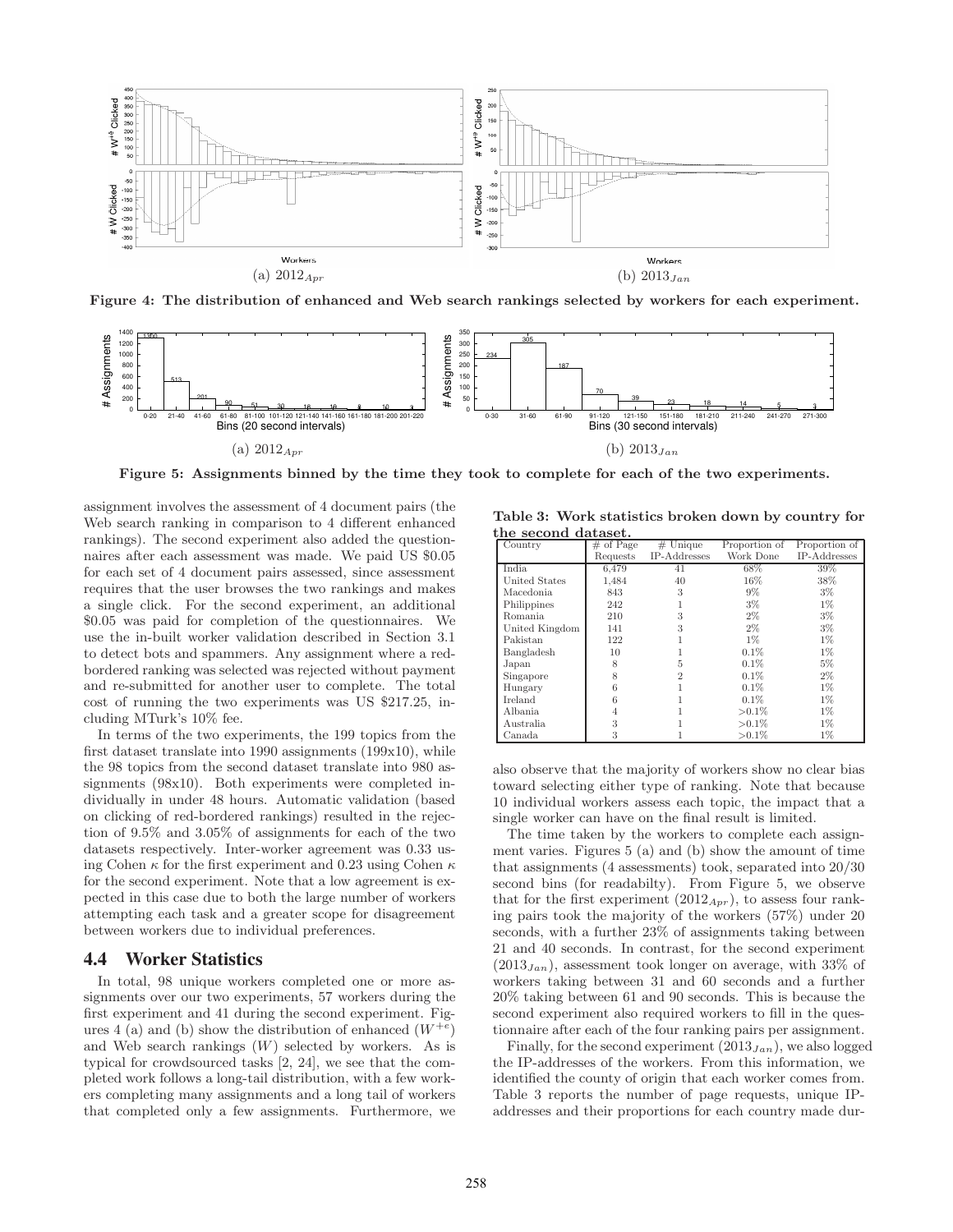Figure 4: The distribution of enhanced and Web search rankings selected by workers for each experiment.

Figure 5: Assignments binned by the time they took to complete for each of the two experiments.

assignment involves the assessment of 4 document pairs (the Web search ranking in comparison to 4 different enhanced rankings). The second experiment also added the questionnaires after each assessment was made. We paid US \$0.05 for each set of 4 document pairs assessed, since assessment requires that the user browses the two rankings and makes a single click. For the second experiment, an additional \$0.05 was paid for completion of the questionnaires. We use the in-built worker validation described in Section 3.1 to detect bots and spammers. Any assignment where a red-bordered ranking was selected was rejected without payment and re-submitted for another user to complete. The total cost of running the two experiments was US \$217.25, including MTurk's 10% fee.

In terms of the two experiments, the 199 topics from the first dataset translate into 1990 assignments (199x10), while the 98 topics from the second dataset translate into 980 assignments (98x10). Both experiments were completed individually in under 48 hours. Automatic validation (based on clicking of red-bordered rankings) resulted in the rejection of 9.5% and 3.05% of assignments for each of the two datasets respectively. Inter-worker agreement was 0.33 using Cohen $\kappa$ for the first experiment and 0.23 using Cohen $\kappa$ for the second experiment. Note that a low agreement is expected in this case due to both the large number of workers attempting each task and a greater scope for disagreement between workers due to individual preferences.

## 4.4 Worker Statistics

In total, 98 unique workers completed one or more assignments over our two experiments, 57 workers during the first experiment and 41 during the second experiment. Figures 4 (a) and (b) show the distribution of enhanced ($W^{+e}$) and Web search rankings ($W$) selected by workers. As is typical for crowdsourced tasks [2, 24], we see that the completed work follows a long-tail distribution, with a few workers completing many assignments and a long tail of workers that completed only a few assignments. Furthermore, we also observe that the majority of workers show no clear bias toward selecting either type of ranking. Note that because 10 individual workers assess each topic, the impact that a single worker can have on the final result is limited.

**Table 3: Work statistics broken down by country for the second dataset.**

| Country | # of Page Requests | # Unique IP-Addresses | Proportion of Work Done | Proportion of IP-Addresses |
|---|---|---|---|---|
| India | 6,479 | 41 | 68% | 39% |
| United States | 1,484 | 40 | 16% | 38% |
| Macedonia | 843 | 3 | 9% | 3% |
| Philippines | 242 | 1 | 3% | 1% |
| Romania | 210 | 3 | 2% | 3% |
| United Kingdom | 141 | 3 | 2% | 3% |
| Pakistan | 122 | 1 | 1% | 1% |
| Bangladesh | 10 | 1 | 0.1% | 1% |
| Japan | 8 | 5 | 0.1% | 5% |
| Singapore | 8 | 2 | 0.1% | 2% |
| Hungary | 6 | 1 | 0.1% | 1% |
| Ireland | 6 | 1 | 0.1% | 1% |
| Albania | 4 | 1 | >0.1% | 1% |
| Australia | 3 | 1 | >0.1% | 1% |
| Canada | 3 | 1 | >0.1% | 1% |

The time taken by the workers to complete each assignment varies. Figures 5 (a) and (b) show the amount of time that assignments (4 assessments) took, separated into 20/30 second bins (for readabilty). From Figure 5, we observe that for the first experiment ($2012_{Apr}$), to assess four ranking pairs took the majority of the workers (57%) under 20 seconds, with a further 23% of assignments taking between 21 and 40 seconds. In contrast, for the second experiment ($2013_{Jan}$), assessment took longer on average, with 33% of workers taking between 31 and 60 seconds and a further 20% taking between 61 and 90 seconds. This is because the second experiment also required workers to fill in the questionnaire after each of the four ranking pairs per assignment.

Finally, for the second experiment ($2013_{Jan}$), we also logged the IP-addresses of the workers. From this information, we identified the county of origin that each worker comes from. Table 3 reports the number of page requests, unique IP-addresses and their proportions for each country made dur-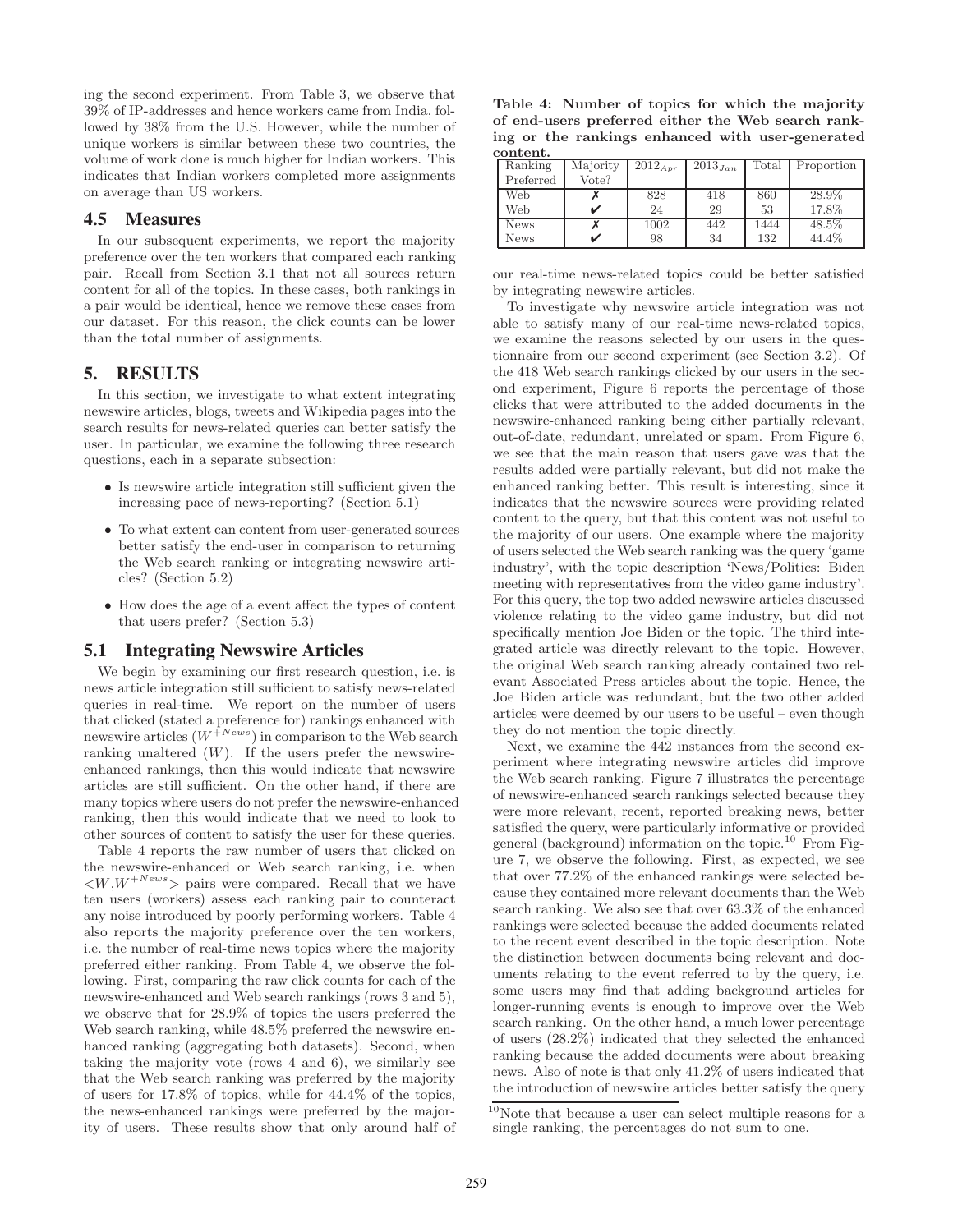ing the second experiment. From Table 3, we observe that 39% of IP-addresses and hence workers came from India, followed by 38% from the U.S. However, while the number of unique workers is similar between these two countries, the volume of work done is much higher for Indian workers. This indicates that Indian workers completed more assignments on average than US workers.

## 4.5 Measures

In our subsequent experiments, we report the majority preference over the ten workers that compared each ranking pair. Recall from Section 3.1 that not all sources return content for all of the topics. In these cases, both rankings in a pair would be identical, hence we remove these cases from our dataset. For this reason, the click counts can be lower than the total number of assignments.

# 5. RESULTS

In this section, we investigate to what extent integrating newswire articles, blogs, tweets and Wikipedia pages into the search results for news-related queries can better satisfy the user. In particular, we examine the following three research questions, each in a separate subsection:

- Is newswire article integration still sufficient given the increasing pace of news-reporting? (Section 5.1)
- To what extent can content from user-generated sources better satisfy the end-user in comparison to returning the Web search ranking or integrating newswire articles? (Section 5.2)
- How does the age of a event affect the types of content that users prefer? (Section 5.3)

## 5.1 Integrating Newswire Articles

We begin by examining our first research question, i.e. is news article integration still sufficient to satisfy news-related queries in real-time. We report on the number of users that clicked (stated a preference for) rankings enhanced with newswire articles ($W^{+News}$) in comparison to the Web search ranking unaltered ($W$). If the users prefer the newswire-enhanced rankings, then this would indicate that newswire articles are still sufficient. On the other hand, if there are many topics where users do not prefer the newswire-enhanced ranking, then this would indicate that we need to look to other sources of content to satisfy the user for these queries.

Table 4 reports the raw number of users that clicked on the newswire-enhanced or Web search ranking, i.e. when $<W,W^{+News}>$ pairs were compared. Recall that we have ten users (workers) assess each ranking pair to counteract any noise introduced by poorly performing workers. Table 4 also reports the majority preference over the ten workers, i.e. the number of real-time news topics where the majority preferred either ranking. From Table 4, we observe the following. First, comparing the raw click counts for each of the newswire-enhanced and Web search rankings (rows 3 and 5), we observe that for 28.9% of topics the users preferred the Web search ranking, while 48.5% preferred the newswire enhanced ranking (aggregating both datasets). Second, when taking the majority vote (rows 4 and 6), we similarly see that the Web search ranking was preferred by the majority of users for 17.8% of topics, while for 44.4% of the topics, the news-enhanced rankings were preferred by the majority of users. These results show that only around half of our real-time news-related topics could be better satisfied by integrating newswire articles.

**Table 4: Number of topics for which the majority of end-users preferred either the Web search ranking or the rankings enhanced with user-generated content.**

| Ranking Preferred | Majority Vote? | $2012_{Apr}$ | $2013_{Jan}$ | Total | Proportion |
|---|---|---|---|---|---|
| Web | ✗ | 828 | 418 | 860 | 28.9% |
| Web | ✔ | 24 | 29 | 53 | 17.8% |
| News | ✗ | 1002 | 442 | 1444 | 48.5% |
| News | ✔ | 98 | 34 | 132 | 44.4% |

To investigate why newswire article integration was not able to satisfy many of our real-time news-related topics, we examine the reasons selected by our users in the questionnaire from our second experiment (see Section 3.2). Of the 418 Web search rankings clicked by our users in the second experiment, Figure 6 reports the percentage of those clicks that were attributed to the added documents in the newswire-enhanced ranking being either partially relevant, out-of-date, redundant, unrelated or spam. From Figure 6, we see that the main reason that users gave was that the results added were partially relevant, but did not make the enhanced ranking better. This result is interesting, since it indicates that the newswire sources were providing related content to the query, but that this content was not useful to the majority of our users. One example where the majority of users selected the Web search ranking was the query 'game industry', with the topic description 'News/Politics: Biden meeting with representatives from the video game industry'. For this query, the top two added newswire articles discussed violence relating to the video game industry, but did not specifically mention Joe Biden or the topic. The third integrated article was directly relevant to the topic. However, the original Web search ranking already contained two relevant Associated Press articles about the topic. Hence, the Joe Biden article was redundant, but the two other added articles were deemed by our users to be useful – even though they do not mention the topic directly.

Next, we examine the 442 instances from the second experiment where integrating newswire articles did improve the Web search ranking. Figure 7 illustrates the percentage of newswire-enhanced search rankings selected because they were more relevant, recent, reported breaking news, better satisfied the query, were particularly informative or provided general (background) information on the topic.[10] From Figure 7, we observe the following. First, as expected, we see that over 77.2% of the enhanced rankings were selected because they contained more relevant documents than the Web search ranking. We also see that over 63.3% of the enhanced rankings were selected because the added documents related to the recent event described in the topic description. Note the distinction between documents being relevant and documents relating to the event referred to by the query, i.e. some users may find that adding background articles for longer-running events is enough to improve over the Web search ranking. On the other hand, a much lower percentage of users (28.2%) indicated that they selected the enhanced ranking because the added documents were about breaking news. Also of note is that only 41.2% of users indicated that the introduction of newswire articles better satisfy the query

[10] Note that because a user can select multiple reasons for a single ranking, the percentages do not sum to one.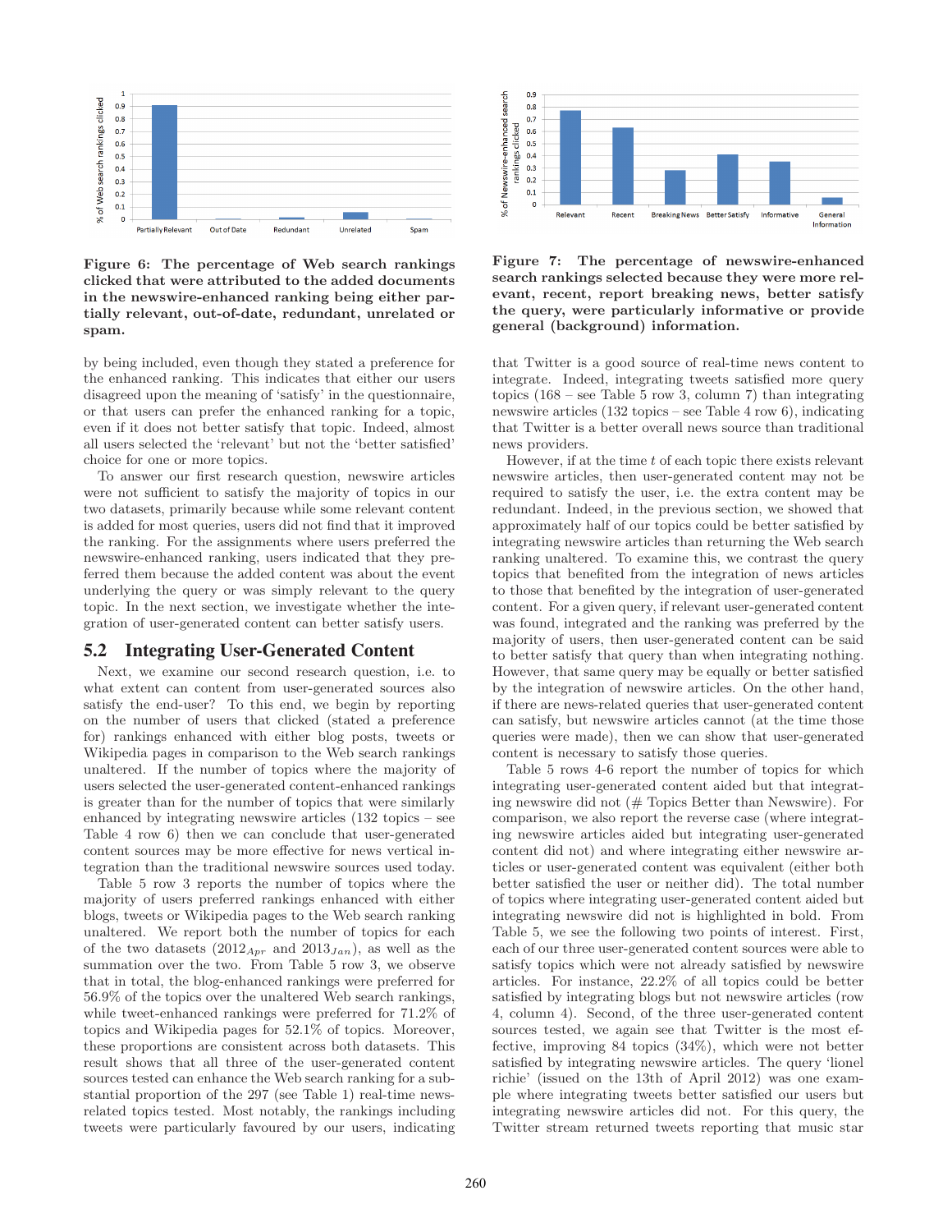% of Web search rankings clicked

1
0.9
0.8
0.7
0.6
0.5
0.4
0.3
0.2
0.1
0

Partially Relevant
Out of Date
Redundant
Unrelated
Spam

**Figure 6: The percentage of Web search rankings clicked that were attributed to the added documents in the newswire-enhanced ranking being either partially relevant, out-of-date, redundant, unrelated or spam.**

% of Newswire-enhanced search rankings clicked

0.9
0.8
0.7
0.6
0.5
0.4
0.3
0.2
0.1
0

Relevant
Recent
Breaking News
Better Satisfy
Informative
General Information

**Figure 7: The percentage of newswire-enhanced search rankings selected because they were more relevant, recent, report breaking news, better satisfy the query, were particularly informative or provide general (background) information.**

by being included, even though they stated a preference for the enhanced ranking. This indicates that either our users disagreed upon the meaning of 'satisfy' in the questionnaire, or that users can prefer the enhanced ranking for a topic, even if it does not better satisfy that topic. Indeed, almost all users selected the 'relevant' but not the 'better satisfied' choice for one or more topics.

To answer our first research question, newswire articles were not sufficient to satisfy the majority of topics in our two datasets, primarily because while some relevant content is added for most queries, users did not find that it improved the ranking. For the assignments where users preferred the newswire-enhanced ranking, users indicated that they preferred them because the added content was about the event underlying the query or was simply relevant to the query topic. In the next section, we investigate whether the integration of user-generated content can better satisfy users.

## 5.2 Integrating User-Generated Content

Next, we examine our second research question, i.e. to what extent can content from user-generated sources also satisfy the end-user? To this end, we begin by reporting on the number of users that clicked (stated a preference for) rankings enhanced with either blog posts, tweets or Wikipedia pages in comparison to the Web search rankings unaltered. If the number of topics where the majority of users selected the user-generated content-enhanced rankings is greater than for the number of topics that were similarly enhanced by integrating newswire articles (132 topics – see Table 4 row 6) then we can conclude that user-generated content sources may be more effective for news vertical integration than the traditional newswire sources used today.

Table 5 row 3 reports the number of topics where the majority of users preferred rankings enhanced with either blogs, tweets or Wikipedia pages to the Web search ranking unaltered. We report both the number of topics for each of the two datasets ($2012_{Apr}$ and $2013_{Jan}$), as well as the summation over the two. From Table 5 row 3, we observe that in total, the blog-enhanced rankings were preferred for 56.9% of the topics over the unaltered Web search rankings, while tweet-enhanced rankings were preferred for 71.2% of topics and Wikipedia pages for 52.1% of topics. Moreover, these proportions are consistent across both datasets. This result shows that all three of the user-generated content sources tested can enhance the Web search ranking for a substantial proportion of the 297 (see Table 1) real-time news-related topics tested. Most notably, the rankings including tweets were particularly favoured by our users, indicating that Twitter is a good source of real-time news content to integrate. Indeed, integrating tweets satisfied more query topics (168 – see Table 5 row 3, column 7) than integrating newswire articles (132 topics – see Table 4 row 6), indicating that Twitter is a better overall news source than traditional news providers.

However, if at the time $t$ of each topic there exists relevant newswire articles, then user-generated content may not be required to satisfy the user, i.e. the extra content may be redundant. Indeed, in the previous section, we showed that approximately half of our topics could be better satisfied by integrating newswire articles than returning the Web search ranking unaltered. To examine this, we contrast the query topics that benefited from the integration of news articles to those that benefited by the integration of user-generated content. For a given query, if relevant user-generated content was found, integrated and the ranking was preferred by the majority of users, then user-generated content can be said to better satisfy that query than when integrating nothing. However, that same query may be equally or better satisfied by the integration of newswire articles. On the other hand, if there are news-related queries that user-generated content can satisfy, but newswire articles cannot (at the time those queries were made), then we can show that user-generated content is necessary to satisfy those queries.

Table 5 rows 4-6 report the number of topics for which integrating user-generated content aided but that integrating newswire did not (# Topics Better than Newswire). For comparison, we also report the reverse case (where integrating newswire articles aided but integrating user-generated content did not) and where integrating either newswire articles or user-generated content was equivalent (either both better satisfied the user or neither did). The total number of topics where integrating user-generated content aided but integrating newswire did not is highlighted in bold. From Table 5, we see the following two points of interest. First, each of our three user-generated content sources were able to satisfy topics which were not already satisfied by newswire articles. For instance, 22.2% of all topics could be better satisfied by integrating blogs but not newswire articles (row 4, column 4). Second, of the three user-generated content sources tested, we again see that Twitter is the most effective, improving 84 topics (34%), which were not better satisfied by integrating newswire articles. The query 'lionel richie' (issued on the 13th of April 2012) was one example where integrating tweets better satisfied our users but integrating newswire articles did not. For this query, the Twitter stream returned tweets reporting that music star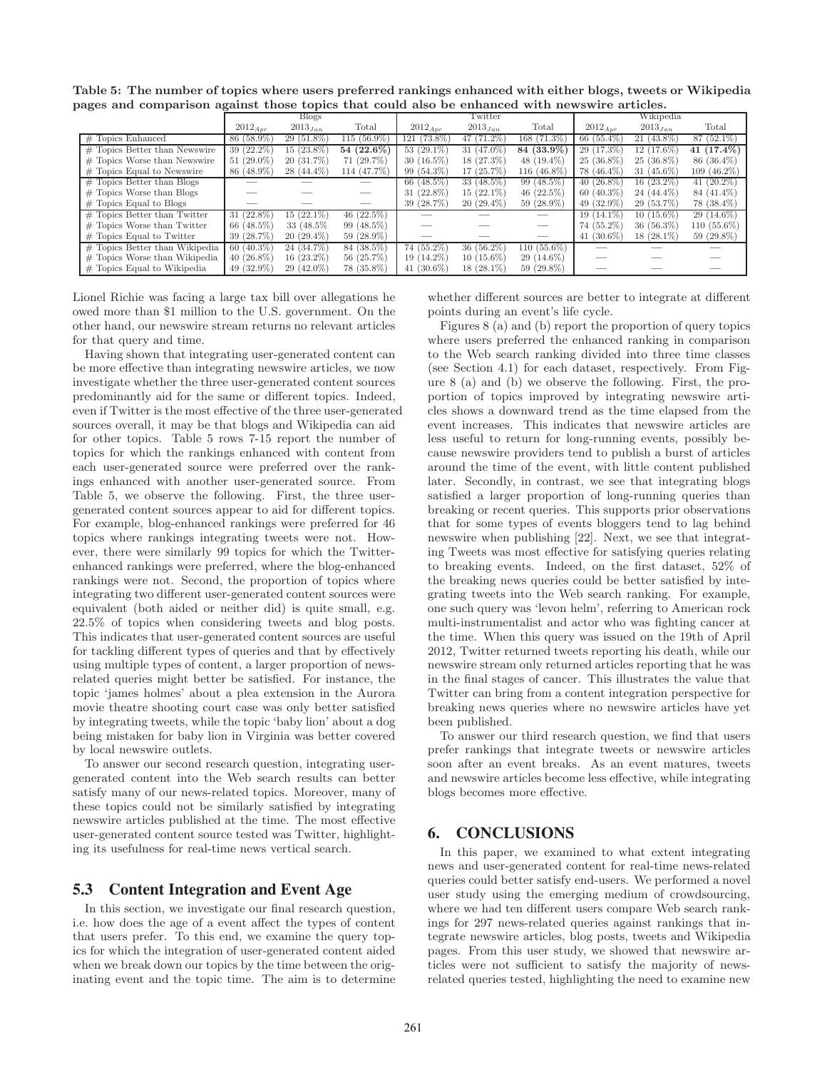**Table 5: The number of topics where users preferred rankings enhanced with either blogs, tweets or Wikipedia pages and comparison against those topics that could also be enhanced with newswire articles.**

| | Blogs | | | Twitter | | | Wikipedia | | |
|---|---|---|---|---|---|---|---|---|---|
| | $2012_{Apr}$ | $2013_{Jan}$ | Total | $2012_{Apr}$ | $2013_{Jan}$ | Total | $2012_{Apr}$ | $2013_{Jan}$ | Total |
| # Topics Enhanced | 86 (58.9%) | 29 (51.8%) | 115 (56.9%) | 121 (73.8%) | 47 (71.2%) | 168 (71.3%) | 66 (55.4%) | 21 (43.8%) | 87 (52.1%) |
| # Topics Better than Newswire | 39 (22.2%) | 15 (23.8%) | **54 (22.6%)** | 53 (29.1%) | 31 (47.0%) | **84 (33.9%)** | 29 (17.3%) | 12 (17.6%) | **41 (17.4%)** |
| # Topics Worse than Newswire | 51 (29.0%) | 20 (31.7%) | 71 (29.7%) | 30 (16.5%) | 18 (27.3%) | 48 (19.4%) | 25 (36.8%) | 25 (36.8%) | 86 (36.4%) |
| # Topics Equal to Newswire | 86 (48.9%) | 28 (44.4%) | 114 (47.7%) | 99 (54.3%) | 17 (25.7%) | 116 (46.8%) | 78 (46.4%) | 31 (45.6%) | 109 (46.2%) |
| # Topics Better than Blogs | — | — | — | 66 (48.5%) | 33 (48.5%) | 99 (48.5%) | 40 (26.8%) | 16 (23.2%) | 41 (20.2%) |
| # Topics Worse than Blogs | — | — | — | 31 (22.8%) | 15 (22.1%) | 46 (22.5%) | 60 (40.3%) | 24 (44.4%) | 84 (41.4%) |
| # Topics Equal to Blogs | — | — | — | 39 (28.7%) | 20 (29.4%) | 59 (28.9%) | 49 (32.9%) | 29 (53.7%) | 78 (38.4%) |
| # Topics Better than Twitter | 31 (22.8%) | 15 (22.1%) | 46 (22.5%) | — | — | — | 19 (14.1%) | 10 (15.6%) | 29 (14.6%) |
| # Topics Worse than Twitter | 66 (48.5%) | 33 (48.5% | 99 (48.5%) | — | — | — | 74 (55.2%) | 36 (56.3%) | 110 (55.6%) |
| # Topics Equal to Twitter | 39 (28.7%) | 20 (29.4%) | 59 (28.9%) | — | — | — | 41 (30.6%) | 18 (28.1%) | 59 (29.8%) |
| # Topics Better than Wikipedia | 60 (40.3%) | 24 (34.7%) | 84 (38.5%) | 74 (55.2%) | 36 (56.2%) | 110 (55.6%) | — | — | — |
| # Topics Worse than Wikipedia | 40 (26.8%) | 16 (23.2%) | 56 (25.7%) | 19 (14.2%) | 10 (15.6%) | 29 (14.6%) | — | — | — |
| # Topics Equal to Wikipedia | 49 (32.9%) | 29 (42.0%) | 78 (35.8%) | 41 (30.6%) | 18 (28.1%) | 59 (29.8%) | — | — | — |

Lionel Richie was facing a large tax bill over allegations he owed more than \$1 million to the U.S. government. On the other hand, our newswire stream returns no relevant articles for that query and time.

Having shown that integrating user-generated content can be more effective than integrating newswire articles, we now investigate whether the three user-generated content sources predominantly aid for the same or different topics. Indeed, even if Twitter is the most effective of the three user-generated sources overall, it may be that blogs and Wikipedia can aid for other topics. Table 5 rows 7-15 report the number of topics for which the rankings enhanced with content from each user-generated source were preferred over the rankings enhanced with another user-generated source. From Table 5, we observe the following. First, the three user-generated content sources appear to aid for different topics. For example, blog-enhanced rankings were preferred for 46 topics where rankings integrating tweets were not. However, there were similarly 99 topics for which the Twitter-enhanced rankings were preferred, where the blog-enhanced rankings were not. Second, the proportion of topics where integrating two different user-generated content sources were equivalent (both aided or neither did) is quite small, e.g. 22.5% of topics when considering tweets and blog posts. This indicates that user-generated content sources are useful for tackling different types of queries and that by effectively using multiple types of content, a larger proportion of news-related queries might better be satisfied. For instance, the topic 'james holmes' about a plea extension in the Aurora movie theatre shooting court case was only better satisfied by integrating tweets, while the topic 'baby lion' about a dog being mistaken for baby lion in Virginia was better covered by local newswire outlets.

To answer our second research question, integrating user-generated content into the Web search results can better satisfy many of our news-related topics. Moreover, many of these topics could not be similarly satisfied by integrating newswire articles published at the time. The most effective user-generated content source tested was Twitter, highlighting its usefulness for real-time news vertical search.

### 5.3 Content Integration and Event Age

In this section, we investigate our final research question, i.e. how does the age of a event affect the types of content that users prefer. To this end, we examine the query topics for which the integration of user-generated content aided when we break down our topics by the time between the originating event and the topic time. The aim is to determine whether different sources are better to integrate at different points during an event's life cycle.

Figures 8 (a) and (b) report the proportion of query topics where users preferred the enhanced ranking in comparison to the Web search ranking divided into three time classes (see Section 4.1) for each dataset, respectively. From Figure 8 (a) and (b) we observe the following. First, the proportion of topics improved by integrating newswire articles shows a downward trend as the time elapsed from the event increases. This indicates that newswire articles are less useful to return for long-running events, possibly because newswire providers tend to publish a burst of articles around the time of the event, with little content published later. Secondly, in contrast, we see that integrating blogs satisfied a larger proportion of long-running queries than breaking or recent queries. This supports prior observations that for some types of events bloggers tend to lag behind newswire when publishing [22]. Next, we see that integrating Tweets was most effective for satisfying queries relating to breaking events. Indeed, on the first dataset, 52% of the breaking news queries could be better satisfied by integrating tweets into the Web search ranking. For example, one such query was 'levon helm', referring to American rock multi-instrumentalist and actor who was fighting cancer at the time. When this query was issued on the 19th of April 2012, Twitter returned tweets reporting his death, while our newswire stream only returned articles reporting that he was in the final stages of cancer. This illustrates the value that Twitter can bring from a content integration perspective for breaking news queries where no newswire articles have yet been published.

To answer our third research question, we find that users prefer rankings that integrate tweets or newswire articles soon after an event breaks. As an event matures, tweets and newswire articles become less effective, while integrating blogs becomes more effective.

## 6. CONCLUSIONS

In this paper, we examined to what extent integrating news and user-generated content for real-time news-related queries could better satisfy end-users. We performed a novel user study using the emerging medium of crowdsourcing, where we had ten different users compare Web search rankings for 297 news-related queries against rankings that integrate newswire articles, blog posts, tweets and Wikipedia pages. From this user study, we showed that newswire articles were not sufficient to satisfy the majority of news-related queries tested, highlighting the need to examine new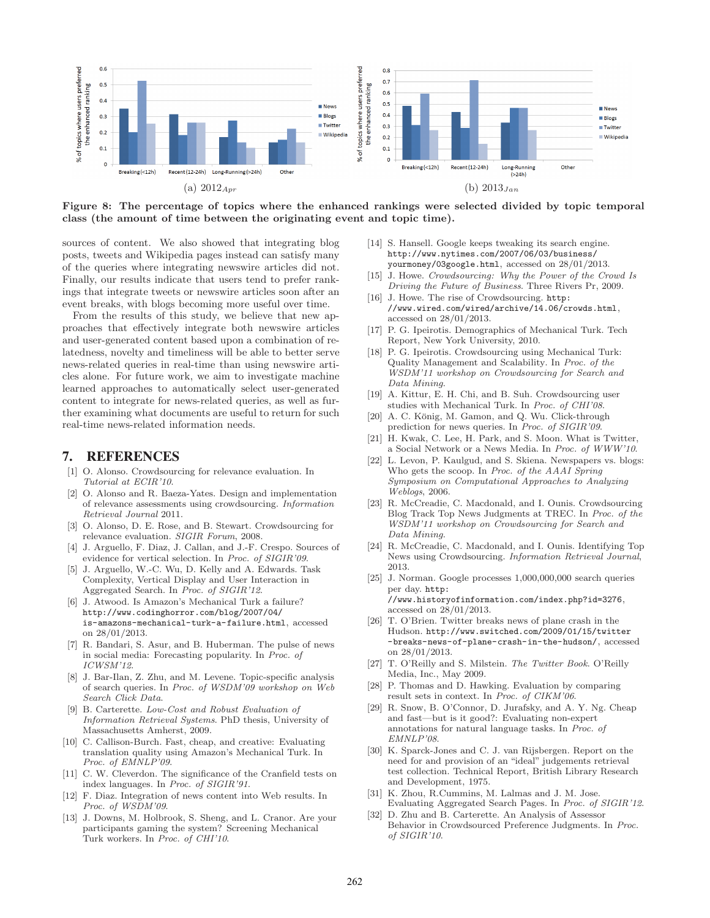0.6
0.5
0.4
0.3
0.2
0.1
0

% of topics where users preferred the enhanced ranking

Breaking (<12h) Recent (12-24h) Long-Running (>24h) Other

News
Blogs
Twitter
Wikipedia

(a) $2012_{Apr}$

0.8
0.7
0.6
0.5
0.4
0.3
0.2
0.1
0

% of topics where users preferred the enhanced ranking

Breaking (<12h) Recent (12-24h) Long-Running (>24h) Other

News
Blogs
Twitter
Wikipedia

(b) $2013_{Jan}$

**Figure 8: The percentage of topics where the enhanced rankings were selected divided by topic temporal class (the amount of time between the originating event and topic time).**

sources of content. We also showed that integrating blog posts, tweets and Wikipedia pages instead can satisfy many of the queries where integrating newswire articles did not. Finally, our results indicate that users tend to prefer rankings that integrate tweets or newswire articles soon after an event breaks, with blogs becoming more useful over time.

From the results of this study, we believe that new approaches that effectively integrate both newswire articles and user-generated content based upon a combination of relatedness, novelty and timeliness will be able to better serve news-related queries in real-time than using newswire articles alone. For future work, we aim to investigate machine learned approaches to automatically select user-generated content to integrate for news-related queries, as well as further examining what documents are useful to return for such real-time news-related information needs.

## 7. REFERENCES

[1] O. Alonso. Crowdsourcing for relevance evaluation. In *Tutorial at ECIR'10*.

[2] O. Alonso and R. Baeza-Yates. Design and implementation of relevance assessments using crowdsourcing. *Information Retrieval Journal* 2011.

[3] O. Alonso, D. E. Rose, and B. Stewart. Crowdsourcing for relevance evaluation. *SIGIR Forum*, 2008.

[4] J. Arguello, F. Diaz, J. Callan, and J.-F. Crespo. Sources of evidence for vertical selection. In *Proc. of SIGIR'09*.

[5] J. Arguello, W.-C. Wu, D. Kelly and A. Edwards. Task Complexity, Vertical Display and User Interaction in Aggregated Search. In *Proc. of SIGIR'12*.

[6] J. Atwood. Is Amazon's Mechanical Turk a failure? http://www.codinghorror.com/blog/2007/04/is-amazons-mechanical-turk-a-failure.html, accessed on 28/01/2013.

[7] R. Bandari, S. Asur, and B. Huberman. The pulse of news in social media: Forecasting popularity. In *Proc. of ICWSM'12*.

[8] J. Bar-Ilan, Z. Zhu, and M. Levene. Topic-specific analysis of search queries. In *Proc. of WSDM'09 workshop on Web Search Click Data*.

[9] B. Carterette. *Low-Cost and Robust Evaluation of Information Retrieval Systems*. PhD thesis, University of Massachusetts Amherst, 2009.

[10] C. Callison-Burch. Fast, cheap, and creative: Evaluating translation quality using Amazon's Mechanical Turk. In *Proc. of EMNLP'09*.

[11] C. W. Cleverdon. The significance of the Cranfield tests on index languages. In *Proc. of SIGIR'91*.

[12] F. Diaz. Integration of news content into Web results. In *Proc. of WSDM'09*.

[13] J. Downs, M. Holbrook, S. Sheng, and L. Cranor. Are your participants gaming the system? Screening Mechanical Turk workers. In *Proc. of CHI'10*.

[14] S. Hansell. Google keeps tweaking its search engine. http://www.nytimes.com/2007/06/03/business/yourmoney/03google.html, accessed on 28/01/2013.

[15] J. Howe. *Crowdsourcing: Why the Power of the Crowd Is Driving the Future of Business*. Three Rivers Pr, 2009.

[16] J. Howe. The rise of Crowdsourcing. http://www.wired.com/wired/archive/14.06/crowds.html, accessed on 28/01/2013.

[17] P. G. Ipeirotis. Demographics of Mechanical Turk. Tech Report, New York University, 2010.

[18] P. G. Ipeirotis. Crowdsourcing using Mechanical Turk: Quality Management and Scalability. In *Proc. of the WSDM'11 workshop on Crowdsourcing for Search and Data Mining*.

[19] A. Kittur, E. H. Chi, and B. Suh. Crowdsourcing user studies with Mechanical Turk. In *Proc. of CHI'08*.

[20] A. C. König, M. Gamon, and Q. Wu. Click-through prediction for news queries. In *Proc. of SIGIR'09*.

[21] H. Kwak, C. Lee, H. Park, and S. Moon. What is Twitter, a Social Network or a News Media. In *Proc. of WWW'10*.

[22] L. Levon, P. Kaulgud, and S. Skiena. Newspapers vs. blogs: Who gets the scoop. In *Proc. of the AAAI Spring Symposium on Computational Approaches to Analyzing Weblogs*, 2006.

[23] R. McCreadie, C. Macdonald, and I. Ounis. Crowdsourcing Blog Track Top News Judgments at TREC. In *Proc. of the WSDM'11 workshop on Crowdsourcing for Search and Data Mining*.

[24] R. McCreadie, C. Macdonald, and I. Ounis. Identifying Top News using Crowdsourcing. *Information Retrieval Journal*, 2013.

[25] J. Norman. Google processes 1,000,000,000 search queries per day. http://www.historyofinformation.com/index.php?id=3276, accessed on 28/01/2013.

[26] T. O'Brien. Twitter breaks news of plane crash in the Hudson. http://www.switched.com/2009/01/15/twitter-breaks-news-of-plane-crash-in-the-hudson/, accessed on 28/01/2013.

[27] T. O'Reilly and S. Milstein. *The Twitter Book*. O'Reilly Media, Inc., May 2009.

[28] P. Thomas and D. Hawking. Evaluation by comparing result sets in context. In *Proc. of CIKM'06*.

[29] R. Snow, B. O'Connor, D. Jurafsky, and A. Y. Ng. Cheap and fast—but is it good?: Evaluating non-expert annotations for natural language tasks. In *Proc. of EMNLP'08*.

[30] K. Sparck-Jones and C. J. van Rijsbergen. Report on the need for and provision of an "ideal" judgements retrieval test collection. Technical Report, British Library Research and Development, 1975.

[31] K. Zhou, R.Cummins, M. Lalmas and J. M. Jose. Evaluating Aggregated Search Pages. In *Proc. of SIGIR'12*.

[32] D. Zhu and B. Carterette. An Analysis of Assessor Behavior in Crowdsourced Preference Judgments. In *Proc. of SIGIR'10*.